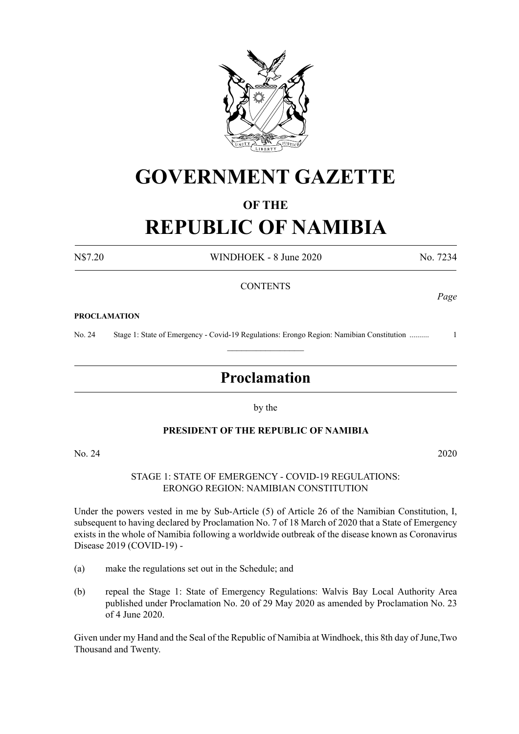# GOVERNMENT GAZETTE

## OF THE

# REPUBLIC OF NAMIBIA

N$7.20 WINDHOEK - 8 June 2020 No. 7234

CONTENTS

*Page*

**PROCLAMATION**

No. 24 Stage 1: State of Emergency - Covid-19 Regulations: Erongo Region: Namibian Constitution .......... 1

---

## Proclamation

by the

**PRESIDENT OF THE REPUBLIC OF NAMIBIA**

No. 24 2020

STAGE 1: STATE OF EMERGENCY - COVID-19 REGULATIONS: ERONGO REGION: NAMIBIAN CONSTITUTION

Under the powers vested in me by Sub-Article (5) of Article 26 of the Namibian Constitution, I, subsequent to having declared by Proclamation No. 7 of 18 March of 2020 that a State of Emergency exists in the whole of Namibia following a worldwide outbreak of the disease known as Coronavirus Disease 2019 (COVID-19) -

(a) make the regulations set out in the Schedule; and

(b) repeal the Stage 1: State of Emergency Regulations: Walvis Bay Local Authority Area published under Proclamation No. 20 of 29 May 2020 as amended by Proclamation No. 23 of 4 June 2020.

Given under my Hand and the Seal of the Republic of Namibia at Windhoek, this 8th day of June,Two Thousand and Twenty.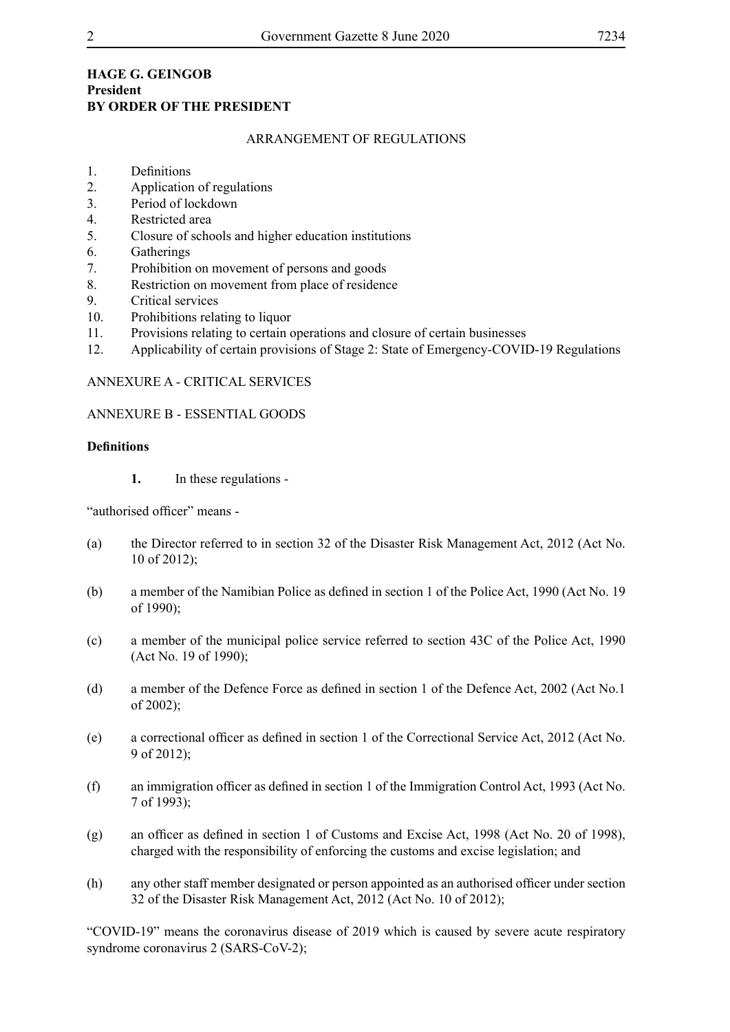**HAGE G. GEINGOB**
**President**
**BY ORDER OF THE PRESIDENT**

ARRANGEMENT OF REGULATIONS

1. Definitions
2. Application of regulations
3. Period of lockdown
4. Restricted area
5. Closure of schools and higher education institutions
6. Gatherings
7. Prohibition on movement of persons and goods
8. Restriction on movement from place of residence
9. Critical services
10. Prohibitions relating to liquor
11. Provisions relating to certain operations and closure of certain businesses
12. Applicability of certain provisions of Stage 2: State of Emergency-COVID-19 Regulations

ANNEXURE A - CRITICAL SERVICES

ANNEXURE B - ESSENTIAL GOODS

**Definitions**

**1.** In these regulations -

"authorised officer" means -

(a) the Director referred to in section 32 of the Disaster Risk Management Act, 2012 (Act No. 10 of 2012);

(b) a member of the Namibian Police as defined in section 1 of the Police Act, 1990 (Act No. 19 of 1990);

(c) a member of the municipal police service referred to section 43C of the Police Act, 1990 (Act No. 19 of 1990);

(d) a member of the Defence Force as defined in section 1 of the Defence Act, 2002 (Act No.1 of 2002);

(e) a correctional officer as defined in section 1 of the Correctional Service Act, 2012 (Act No. 9 of 2012);

(f) an immigration officer as defined in section 1 of the Immigration Control Act, 1993 (Act No. 7 of 1993);

(g) an officer as defined in section 1 of Customs and Excise Act, 1998 (Act No. 20 of 1998), charged with the responsibility of enforcing the customs and excise legislation; and

(h) any other staff member designated or person appointed as an authorised officer under section 32 of the Disaster Risk Management Act, 2012 (Act No. 10 of 2012);

"COVID-19" means the coronavirus disease of 2019 which is caused by severe acute respiratory syndrome coronavirus 2 (SARS-CoV-2);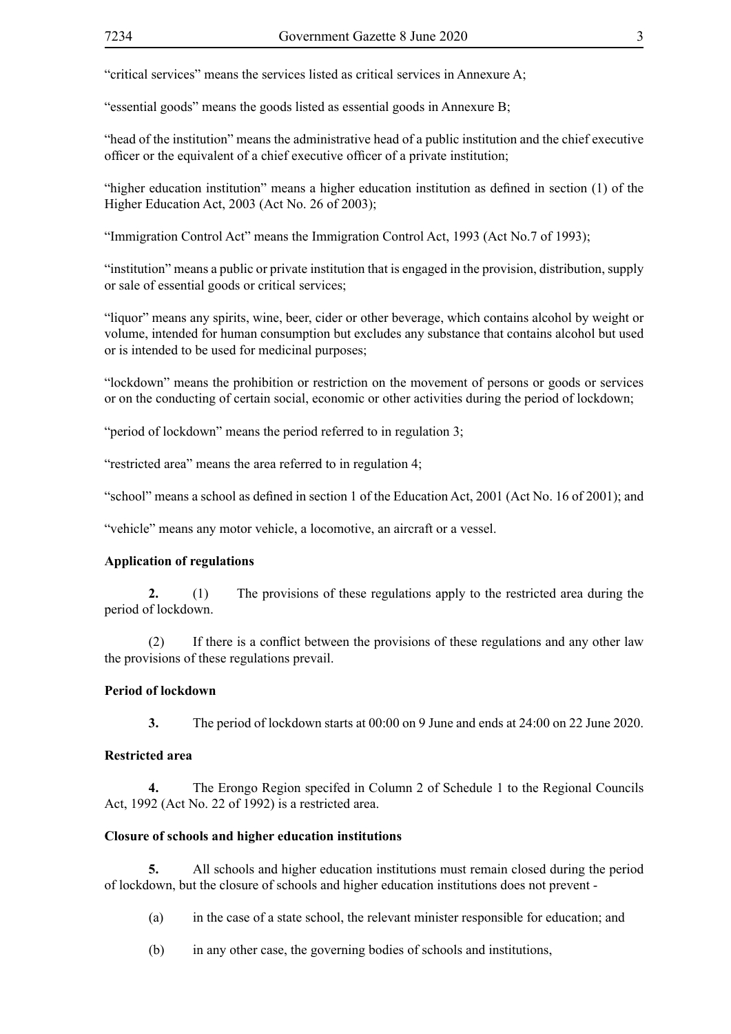"critical services" means the services listed as critical services in Annexure A;

"essential goods" means the goods listed as essential goods in Annexure B;

"head of the institution" means the administrative head of a public institution and the chief executive officer or the equivalent of a chief executive officer of a private institution;

"higher education institution" means a higher education institution as defined in section (1) of the Higher Education Act, 2003 (Act No. 26 of 2003);

"Immigration Control Act" means the Immigration Control Act, 1993 (Act No.7 of 1993);

"institution" means a public or private institution that is engaged in the provision, distribution, supply or sale of essential goods or critical services;

"liquor" means any spirits, wine, beer, cider or other beverage, which contains alcohol by weight or volume, intended for human consumption but excludes any substance that contains alcohol but used or is intended to be used for medicinal purposes;

"lockdown" means the prohibition or restriction on the movement of persons or goods or services or on the conducting of certain social, economic or other activities during the period of lockdown;

"period of lockdown" means the period referred to in regulation 3;

"restricted area" means the area referred to in regulation 4;

"school" means a school as defined in section 1 of the Education Act, 2001 (Act No. 16 of 2001); and

"vehicle" means any motor vehicle, a locomotive, an aircraft or a vessel.

**Application of regulations**

**2.** (1) The provisions of these regulations apply to the restricted area during the period of lockdown.

(2) If there is a conflict between the provisions of these regulations and any other law the provisions of these regulations prevail.

**Period of lockdown**

**3.** The period of lockdown starts at 00:00 on 9 June and ends at 24:00 on 22 June 2020.

**Restricted area**

**4.** The Erongo Region specifed in Column 2 of Schedule 1 to the Regional Councils Act, 1992 (Act No. 22 of 1992) is a restricted area.

**Closure of schools and higher education institutions**

**5.** All schools and higher education institutions must remain closed during the period of lockdown, but the closure of schools and higher education institutions does not prevent -

(a) in the case of a state school, the relevant minister responsible for education; and

(b) in any other case, the governing bodies of schools and institutions,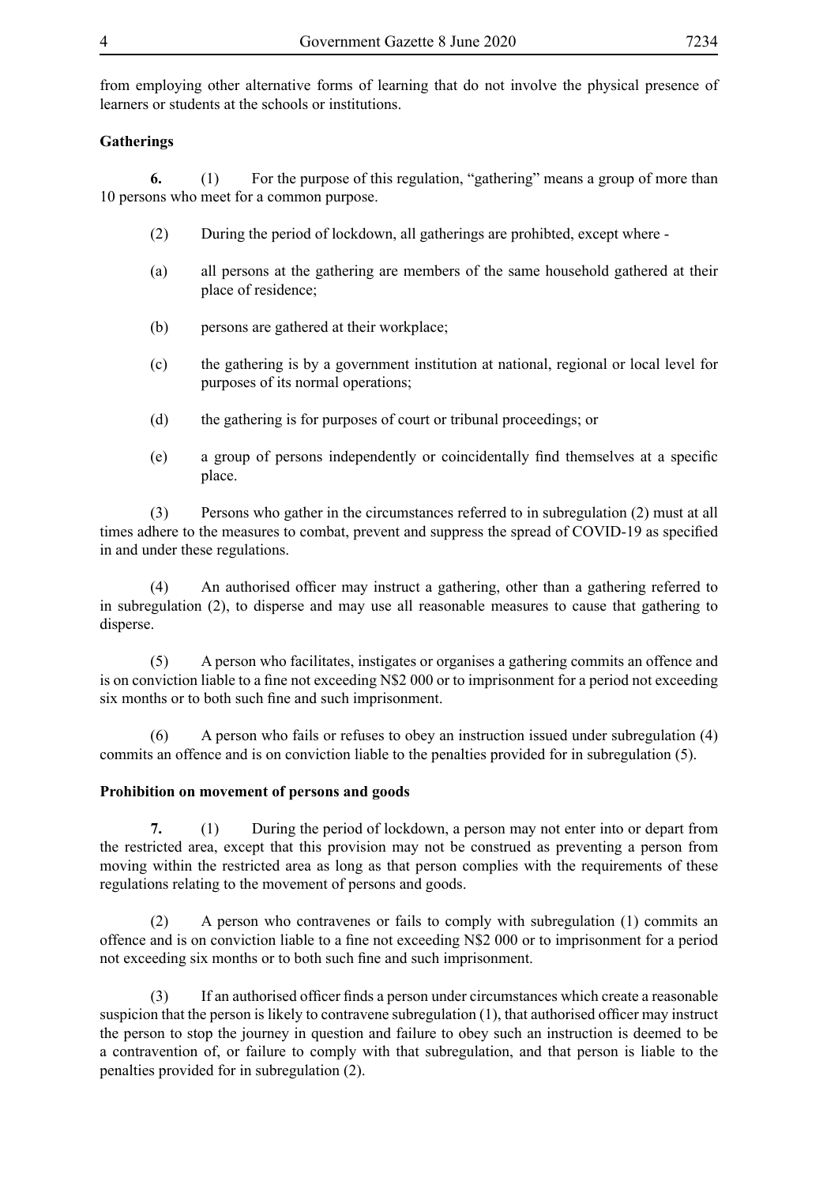from employing other alternative forms of learning that do not involve the physical presence of learners or students at the schools or institutions.

**Gatherings**

**6.** (1) For the purpose of this regulation, "gathering" means a group of more than 10 persons who meet for a common purpose.

(2) During the period of lockdown, all gatherings are prohibted, except where -

(a) all persons at the gathering are members of the same household gathered at their place of residence;

(b) persons are gathered at their workplace;

(c) the gathering is by a government institution at national, regional or local level for purposes of its normal operations;

(d) the gathering is for purposes of court or tribunal proceedings; or

(e) a group of persons independently or coincidentally find themselves at a specific place.

(3) Persons who gather in the circumstances referred to in subregulation (2) must at all times adhere to the measures to combat, prevent and suppress the spread of COVID-19 as specified in and under these regulations.

(4) An authorised officer may instruct a gathering, other than a gathering referred to in subregulation (2), to disperse and may use all reasonable measures to cause that gathering to disperse.

(5) A person who facilitates, instigates or organises a gathering commits an offence and is on conviction liable to a fine not exceeding N$2 000 or to imprisonment for a period not exceeding six months or to both such fine and such imprisonment.

(6) A person who fails or refuses to obey an instruction issued under subregulation (4) commits an offence and is on conviction liable to the penalties provided for in subregulation (5).

**Prohibition on movement of persons and goods**

**7.** (1) During the period of lockdown, a person may not enter into or depart from the restricted area, except that this provision may not be construed as preventing a person from moving within the restricted area as long as that person complies with the requirements of these regulations relating to the movement of persons and goods.

(2) A person who contravenes or fails to comply with subregulation (1) commits an offence and is on conviction liable to a fine not exceeding N$2 000 or to imprisonment for a period not exceeding six months or to both such fine and such imprisonment.

(3) If an authorised officer finds a person under circumstances which create a reasonable suspicion that the person is likely to contravene subregulation (1), that authorised officer may instruct the person to stop the journey in question and failure to obey such an instruction is deemed to be a contravention of, or failure to comply with that subregulation, and that person is liable to the penalties provided for in subregulation (2).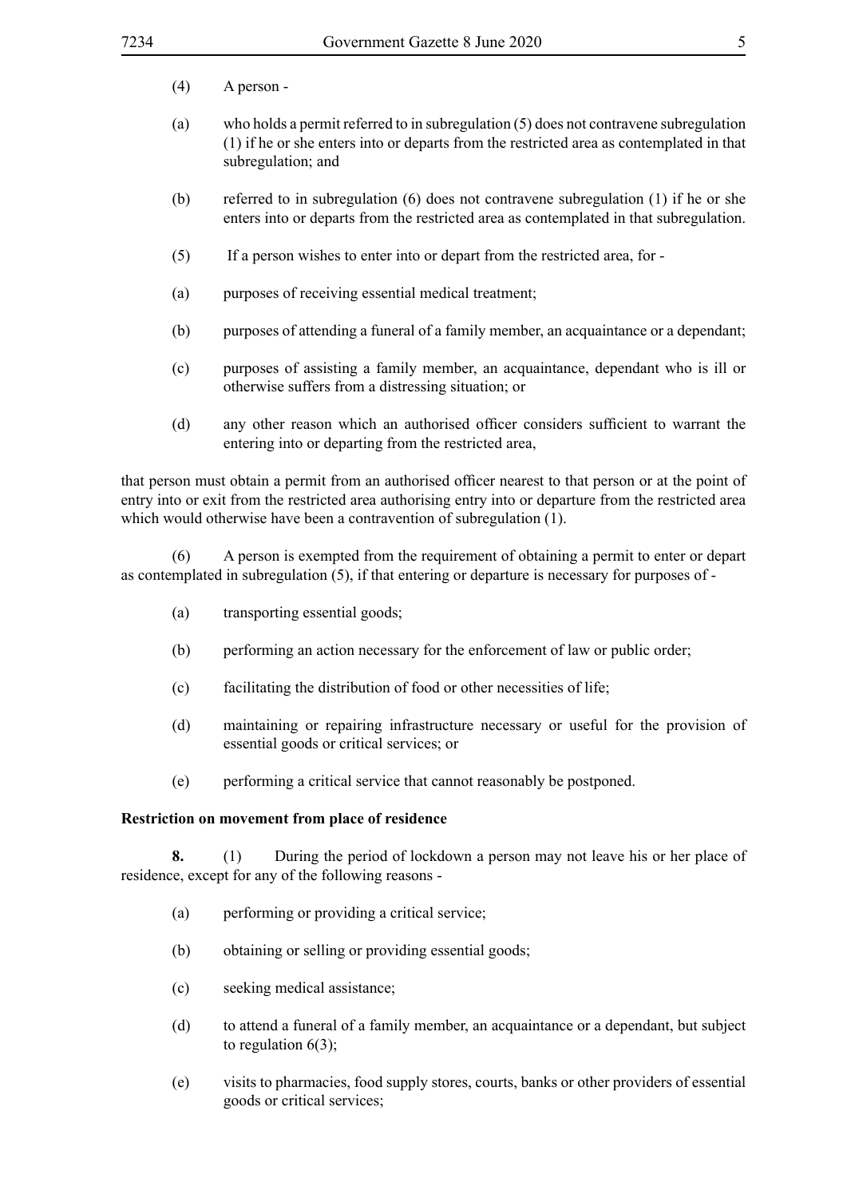(4) A person -

(a) who holds a permit referred to in subregulation (5) does not contravene subregulation (1) if he or she enters into or departs from the restricted area as contemplated in that subregulation; and

(b) referred to in subregulation (6) does not contravene subregulation (1) if he or she enters into or departs from the restricted area as contemplated in that subregulation.

(5) If a person wishes to enter into or depart from the restricted area, for -

(a) purposes of receiving essential medical treatment;

(b) purposes of attending a funeral of a family member, an acquaintance or a dependant;

(c) purposes of assisting a family member, an acquaintance, dependant who is ill or otherwise suffers from a distressing situation; or

(d) any other reason which an authorised officer considers sufficient to warrant the entering into or departing from the restricted area,

that person must obtain a permit from an authorised officer nearest to that person or at the point of entry into or exit from the restricted area authorising entry into or departure from the restricted area which would otherwise have been a contravention of subregulation (1).

(6) A person is exempted from the requirement of obtaining a permit to enter or depart as contemplated in subregulation (5), if that entering or departure is necessary for purposes of -

(a) transporting essential goods;

(b) performing an action necessary for the enforcement of law or public order;

(c) facilitating the distribution of food or other necessities of life;

(d) maintaining or repairing infrastructure necessary or useful for the provision of essential goods or critical services; or

(e) performing a critical service that cannot reasonably be postponed.

**Restriction on movement from place of residence**

**8.** (1) During the period of lockdown a person may not leave his or her place of residence, except for any of the following reasons -

(a) performing or providing a critical service;

(b) obtaining or selling or providing essential goods;

(c) seeking medical assistance;

(d) to attend a funeral of a family member, an acquaintance or a dependant, but subject to regulation 6(3);

(e) visits to pharmacies, food supply stores, courts, banks or other providers of essential goods or critical services;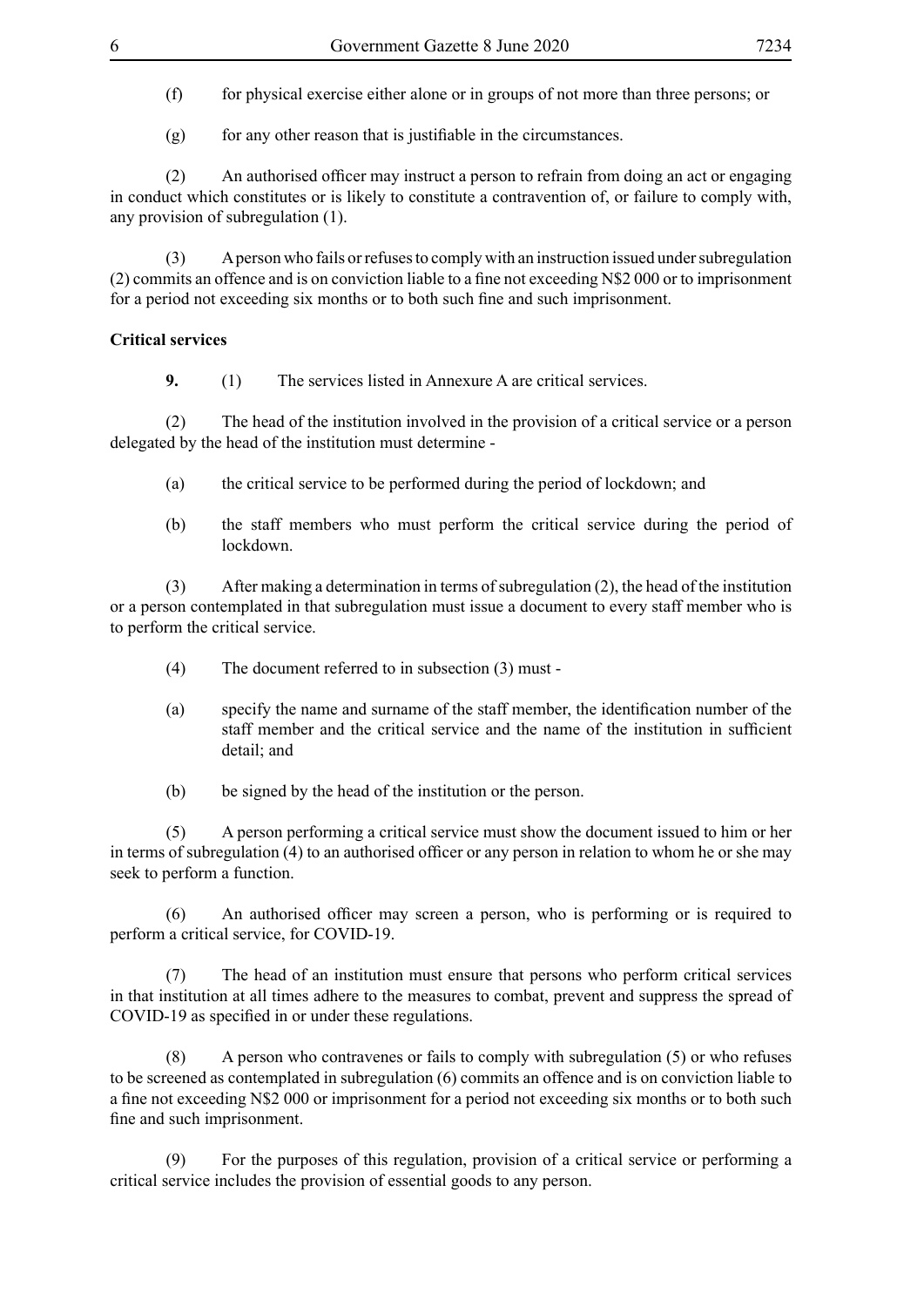(f) for physical exercise either alone or in groups of not more than three persons; or

(g) for any other reason that is justifiable in the circumstances.

(2) An authorised officer may instruct a person to refrain from doing an act or engaging in conduct which constitutes or is likely to constitute a contravention of, or failure to comply with, any provision of subregulation (1).

(3) A person who fails or refuses to comply with an instruction issued under subregulation (2) commits an offence and is on conviction liable to a fine not exceeding N$2 000 or to imprisonment for a period not exceeding six months or to both such fine and such imprisonment.

**Critical services**

**9.** (1) The services listed in Annexure A are critical services.

(2) The head of the institution involved in the provision of a critical service or a person delegated by the head of the institution must determine -

(a) the critical service to be performed during the period of lockdown; and

(b) the staff members who must perform the critical service during the period of lockdown.

(3) After making a determination in terms of subregulation (2), the head of the institution or a person contemplated in that subregulation must issue a document to every staff member who is to perform the critical service.

(4) The document referred to in subsection (3) must -

(a) specify the name and surname of the staff member, the identification number of the staff member and the critical service and the name of the institution in sufficient detail; and

(b) be signed by the head of the institution or the person.

(5) A person performing a critical service must show the document issued to him or her in terms of subregulation (4) to an authorised officer or any person in relation to whom he or she may seek to perform a function.

(6) An authorised officer may screen a person, who is performing or is required to perform a critical service, for COVID-19.

(7) The head of an institution must ensure that persons who perform critical services in that institution at all times adhere to the measures to combat, prevent and suppress the spread of COVID-19 as specified in or under these regulations.

(8) A person who contravenes or fails to comply with subregulation (5) or who refuses to be screened as contemplated in subregulation (6) commits an offence and is on conviction liable to a fine not exceeding N$2 000 or imprisonment for a period not exceeding six months or to both such fine and such imprisonment.

(9) For the purposes of this regulation, provision of a critical service or performing a critical service includes the provision of essential goods to any person.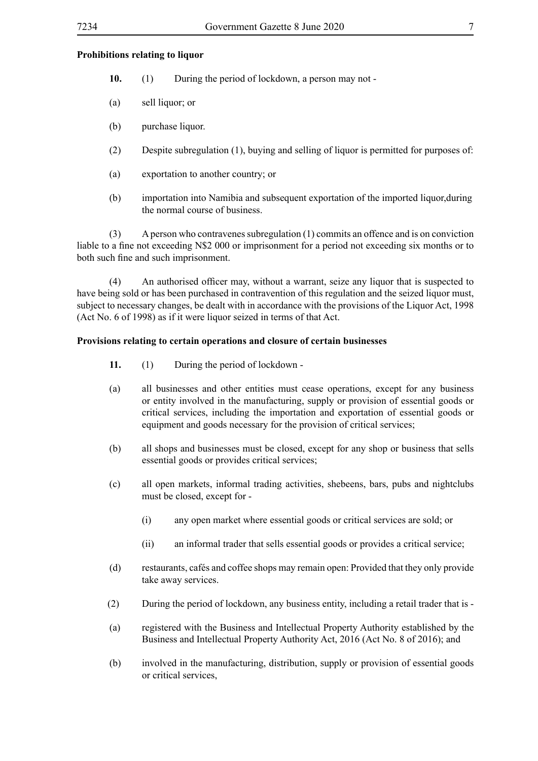**Prohibitions relating to liquor**

**10.** (1) During the period of lockdown, a person may not -

(a) sell liquor; or

(b) purchase liquor.

(2) Despite subregulation (1), buying and selling of liquor is permitted for purposes of:

(a) exportation to another country; or

(b) importation into Namibia and subsequent exportation of the imported liquor,during the normal course of business.

(3) A person who contravenes subregulation (1) commits an offence and is on conviction liable to a fine not exceeding N$2 000 or imprisonment for a period not exceeding six months or to both such fine and such imprisonment.

(4) An authorised officer may, without a warrant, seize any liquor that is suspected to have being sold or has been purchased in contravention of this regulation and the seized liquor must, subject to necessary changes, be dealt with in accordance with the provisions of the Liquor Act, 1998 (Act No. 6 of 1998) as if it were liquor seized in terms of that Act.

**Provisions relating to certain operations and closure of certain businesses**

**11.** (1) During the period of lockdown -

(a) all businesses and other entities must cease operations, except for any business or entity involved in the manufacturing, supply or provision of essential goods or critical services, including the importation and exportation of essential goods or equipment and goods necessary for the provision of critical services;

(b) all shops and businesses must be closed, except for any shop or business that sells essential goods or provides critical services;

(c) all open markets, informal trading activities, shebeens, bars, pubs and nightclubs must be closed, except for -

(i) any open market where essential goods or critical services are sold; or

(ii) an informal trader that sells essential goods or provides a critical service;

(d) restaurants, cafés and coffee shops may remain open: Provided that they only provide take away services.

(2) During the period of lockdown, any business entity, including a retail trader that is -

(a) registered with the Business and Intellectual Property Authority established by the Business and Intellectual Property Authority Act, 2016 (Act No. 8 of 2016); and

(b) involved in the manufacturing, distribution, supply or provision of essential goods or critical services,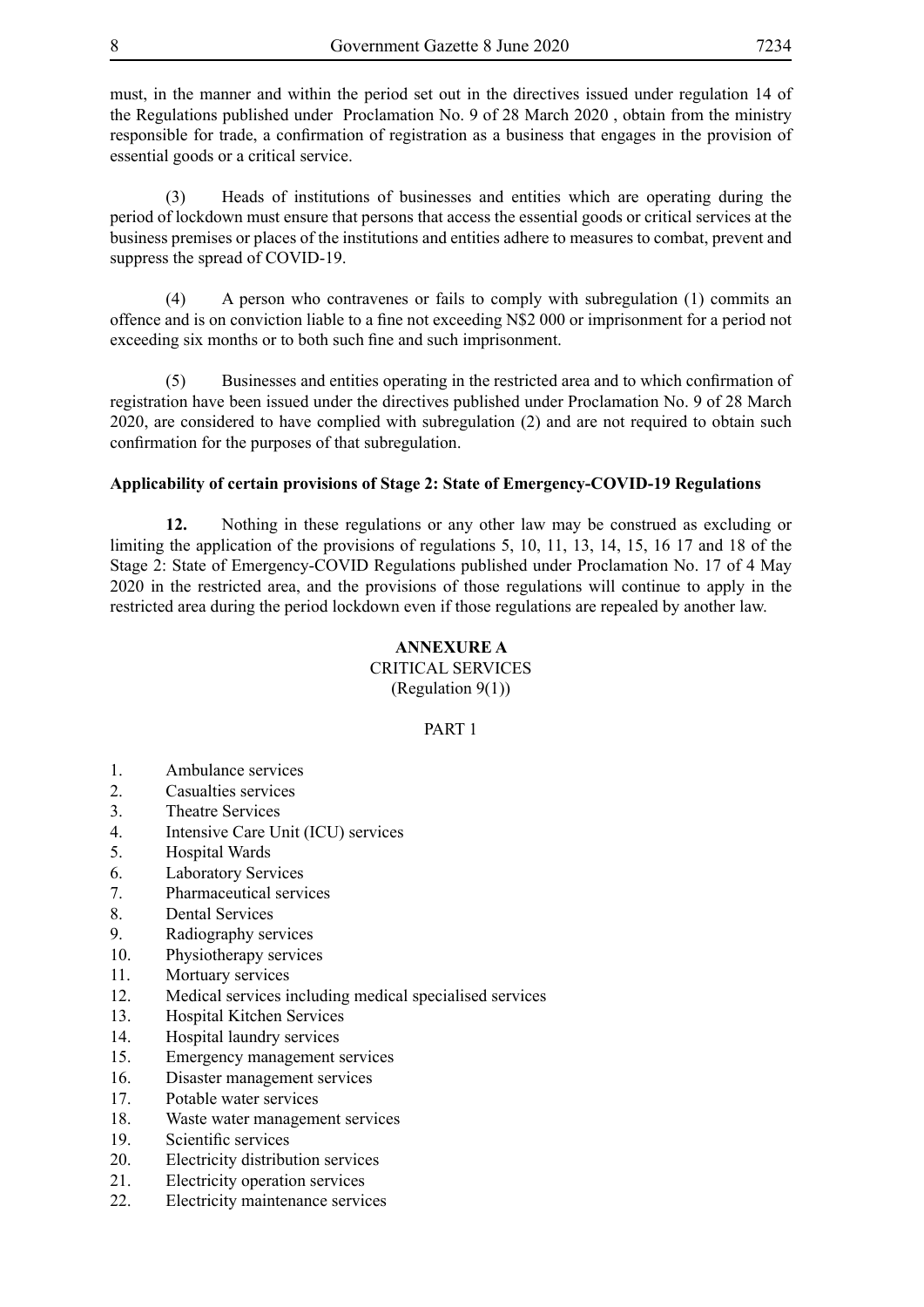must, in the manner and within the period set out in the directives issued under regulation 14 of the Regulations published under Proclamation No. 9 of 28 March 2020 , obtain from the ministry responsible for trade, a confirmation of registration as a business that engages in the provision of essential goods or a critical service.

(3) Heads of institutions of businesses and entities which are operating during the period of lockdown must ensure that persons that access the essential goods or critical services at the business premises or places of the institutions and entities adhere to measures to combat, prevent and suppress the spread of COVID-19.

(4) A person who contravenes or fails to comply with subregulation (1) commits an offence and is on conviction liable to a fine not exceeding N$2 000 or imprisonment for a period not exceeding six months or to both such fine and such imprisonment.

(5) Businesses and entities operating in the restricted area and to which confirmation of registration have been issued under the directives published under Proclamation No. 9 of 28 March 2020, are considered to have complied with subregulation (2) and are not required to obtain such confirmation for the purposes of that subregulation.

**Applicability of certain provisions of Stage 2: State of Emergency-COVID-19 Regulations**

**12.** Nothing in these regulations or any other law may be construed as excluding or limiting the application of the provisions of regulations 5, 10, 11, 13, 14, 15, 16 17 and 18 of the Stage 2: State of Emergency-COVID Regulations published under Proclamation No. 17 of 4 May 2020 in the restricted area, and the provisions of those regulations will continue to apply in the restricted area during the period lockdown even if those regulations are repealed by another law.

**ANNEXURE A**

CRITICAL SERVICES

(Regulation 9(1))

PART 1

1. Ambulance services
2. Casualties services
3. Theatre Services
4. Intensive Care Unit (ICU) services
5. Hospital Wards
6. Laboratory Services
7. Pharmaceutical services
8. Dental Services
9. Radiography services
10. Physiotherapy services
11. Mortuary services
12. Medical services including medical specialised services
13. Hospital Kitchen Services
14. Hospital laundry services
15. Emergency management services
16. Disaster management services
17. Potable water services
18. Waste water management services
19. Scientific services
20. Electricity distribution services
21. Electricity operation services
22. Electricity maintenance services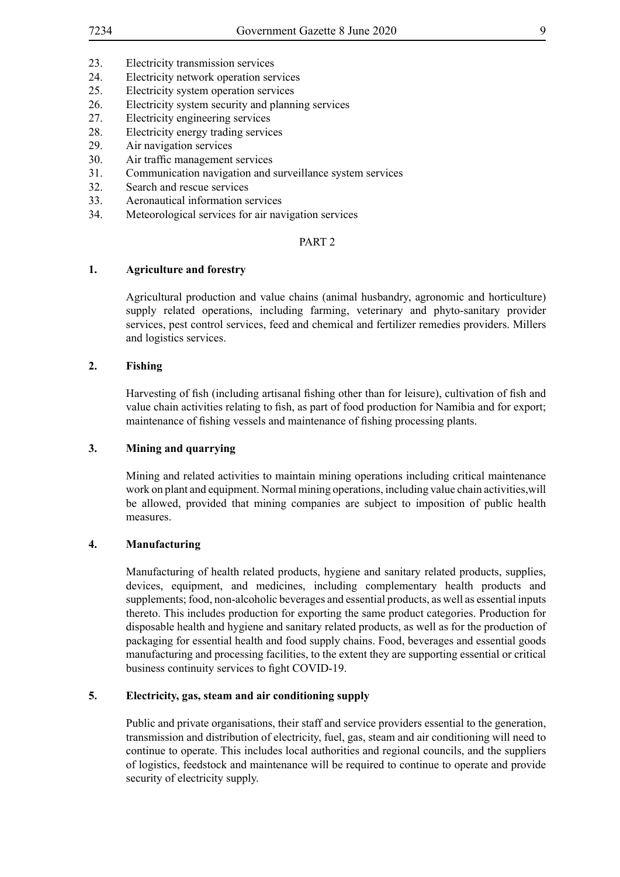23. Electricity transmission services
24. Electricity network operation services
25. Electricity system operation services
26. Electricity system security and planning services
27. Electricity engineering services
28. Electricity energy trading services
29. Air navigation services
30. Air traffic management services
31. Communication navigation and surveillance system services
32. Search and rescue services
33. Aeronautical information services
34. Meteorological services for air navigation services

PART 2

**1. Agriculture and forestry**

Agricultural production and value chains (animal husbandry, agronomic and horticulture) supply related operations, including farming, veterinary and phyto-sanitary provider services, pest control services, feed and chemical and fertilizer remedies providers. Millers and logistics services.

**2. Fishing**

Harvesting of fish (including artisanal fishing other than for leisure), cultivation of fish and value chain activities relating to fish, as part of food production for Namibia and for export; maintenance of fishing vessels and maintenance of fishing processing plants.

**3. Mining and quarrying**

Mining and related activities to maintain mining operations including critical maintenance work on plant and equipment. Normal mining operations, including value chain activities,will be allowed, provided that mining companies are subject to imposition of public health measures.

**4. Manufacturing**

Manufacturing of health related products, hygiene and sanitary related products, supplies, devices, equipment, and medicines, including complementary health products and supplements; food, non-alcoholic beverages and essential products, as well as essential inputs thereto. This includes production for exporting the same product categories. Production for disposable health and hygiene and sanitary related products, as well as for the production of packaging for essential health and food supply chains. Food, beverages and essential goods manufacturing and processing facilities, to the extent they are supporting essential or critical business continuity services to fight COVID-19.

**5. Electricity, gas, steam and air conditioning supply**

Public and private organisations, their staff and service providers essential to the generation, transmission and distribution of electricity, fuel, gas, steam and air conditioning will need to continue to operate. This includes local authorities and regional councils, and the suppliers of logistics, feedstock and maintenance will be required to continue to operate and provide security of electricity supply.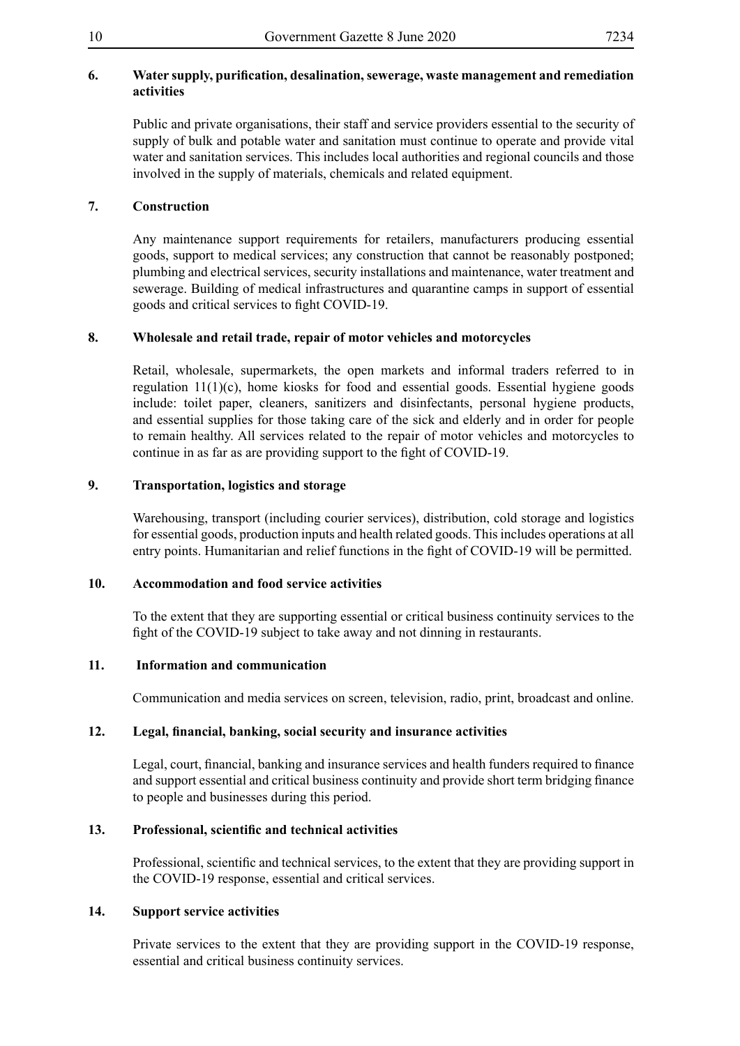**6. Water supply, purification, desalination, sewerage, waste management and remediation activities**

Public and private organisations, their staff and service providers essential to the security of supply of bulk and potable water and sanitation must continue to operate and provide vital water and sanitation services. This includes local authorities and regional councils and those involved in the supply of materials, chemicals and related equipment.

**7. Construction**

Any maintenance support requirements for retailers, manufacturers producing essential goods, support to medical services; any construction that cannot be reasonably postponed; plumbing and electrical services, security installations and maintenance, water treatment and sewerage. Building of medical infrastructures and quarantine camps in support of essential goods and critical services to fight COVID-19.

**8. Wholesale and retail trade, repair of motor vehicles and motorcycles**

Retail, wholesale, supermarkets, the open markets and informal traders referred to in regulation 11(1)(c), home kiosks for food and essential goods. Essential hygiene goods include: toilet paper, cleaners, sanitizers and disinfectants, personal hygiene products, and essential supplies for those taking care of the sick and elderly and in order for people to remain healthy. All services related to the repair of motor vehicles and motorcycles to continue in as far as are providing support to the fight of COVID-19.

**9. Transportation, logistics and storage**

Warehousing, transport (including courier services), distribution, cold storage and logistics for essential goods, production inputs and health related goods. This includes operations at all entry points. Humanitarian and relief functions in the fight of COVID-19 will be permitted.

**10. Accommodation and food service activities**

To the extent that they are supporting essential or critical business continuity services to the fight of the COVID-19 subject to take away and not dinning in restaurants.

**11. Information and communication**

Communication and media services on screen, television, radio, print, broadcast and online.

**12. Legal, financial, banking, social security and insurance activities**

Legal, court, financial, banking and insurance services and health funders required to finance and support essential and critical business continuity and provide short term bridging finance to people and businesses during this period.

**13. Professional, scientific and technical activities**

Professional, scientific and technical services, to the extent that they are providing support in the COVID-19 response, essential and critical services.

**14. Support service activities**

Private services to the extent that they are providing support in the COVID-19 response, essential and critical business continuity services.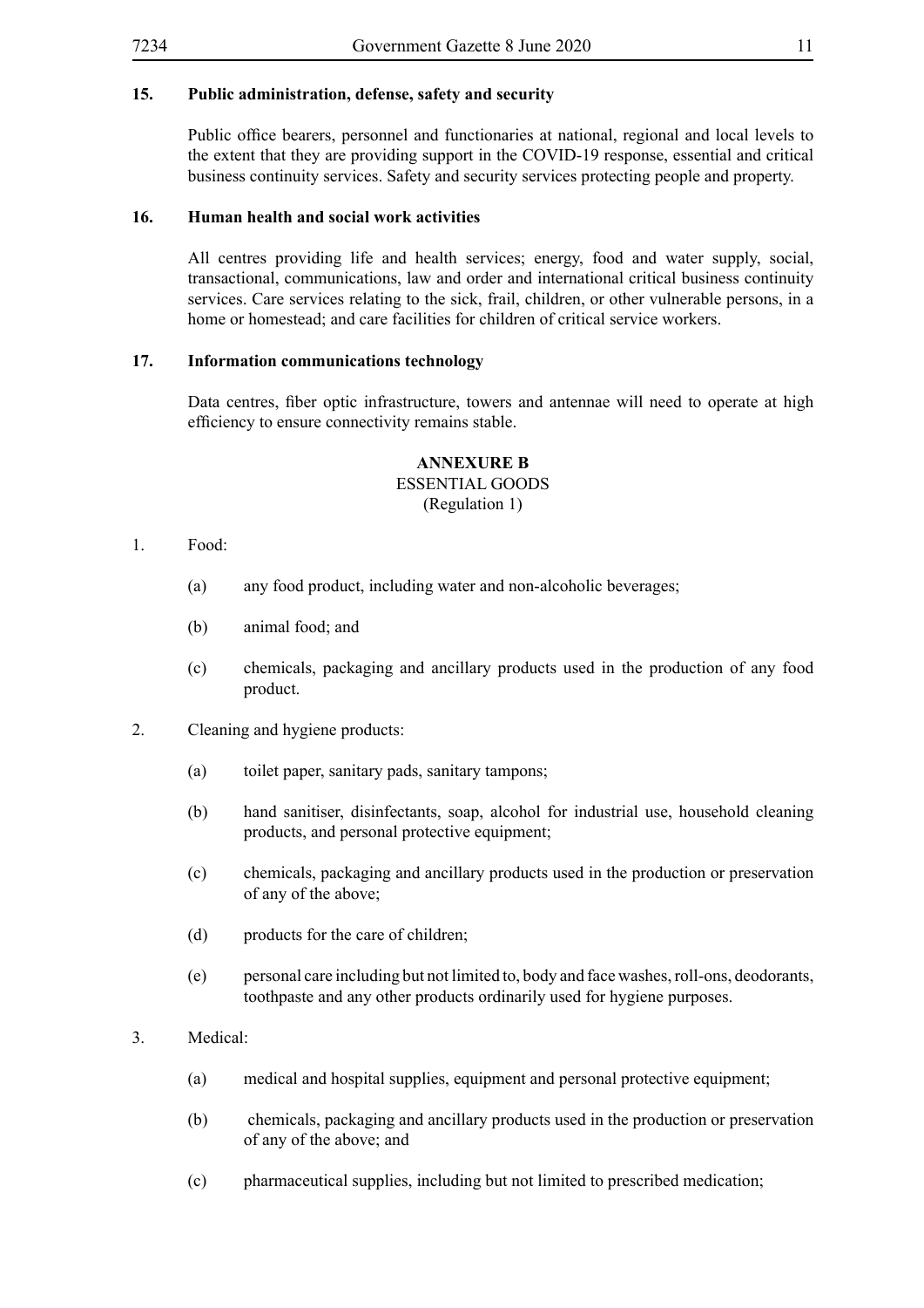**15. Public administration, defense, safety and security**

Public office bearers, personnel and functionaries at national, regional and local levels to the extent that they are providing support in the COVID-19 response, essential and critical business continuity services. Safety and security services protecting people and property.

**16. Human health and social work activities**

All centres providing life and health services; energy, food and water supply, social, transactional, communications, law and order and international critical business continuity services. Care services relating to the sick, frail, children, or other vulnerable persons, in a home or homestead; and care facilities for children of critical service workers.

**17. Information communications technology**

Data centres, fiber optic infrastructure, towers and antennae will need to operate at high efficiency to ensure connectivity remains stable.

## ANNEXURE B

ESSENTIAL GOODS

(Regulation 1)

1. Food:

   (a) any food product, including water and non-alcoholic beverages;

   (b) animal food; and

   (c) chemicals, packaging and ancillary products used in the production of any food product.

2. Cleaning and hygiene products:

   (a) toilet paper, sanitary pads, sanitary tampons;

   (b) hand sanitiser, disinfectants, soap, alcohol for industrial use, household cleaning products, and personal protective equipment;

   (c) chemicals, packaging and ancillary products used in the production or preservation of any of the above;

   (d) products for the care of children;

   (e) personal care including but not limited to, body and face washes, roll-ons, deodorants, toothpaste and any other products ordinarily used for hygiene purposes.

3. Medical:

   (a) medical and hospital supplies, equipment and personal protective equipment;

   (b) chemicals, packaging and ancillary products used in the production or preservation of any of the above; and

   (c) pharmaceutical supplies, including but not limited to prescribed medication;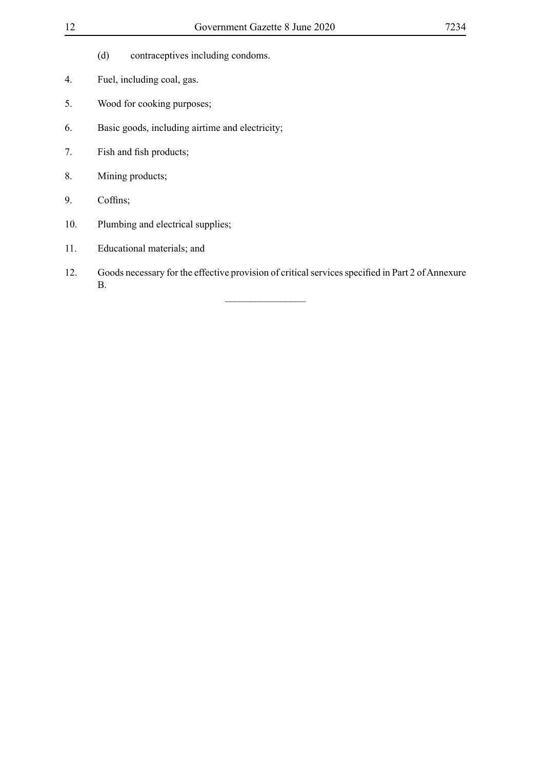(d) contraceptives including condoms.

4. Fuel, including coal, gas.

5. Wood for cooking purposes;

6. Basic goods, including airtime and electricity;

7. Fish and fish products;

8. Mining products;

9. Coffins;

10. Plumbing and electrical supplies;

11. Educational materials; and

12. Goods necessary for the effective provision of critical services specified in Part 2 of Annexure B.

________________